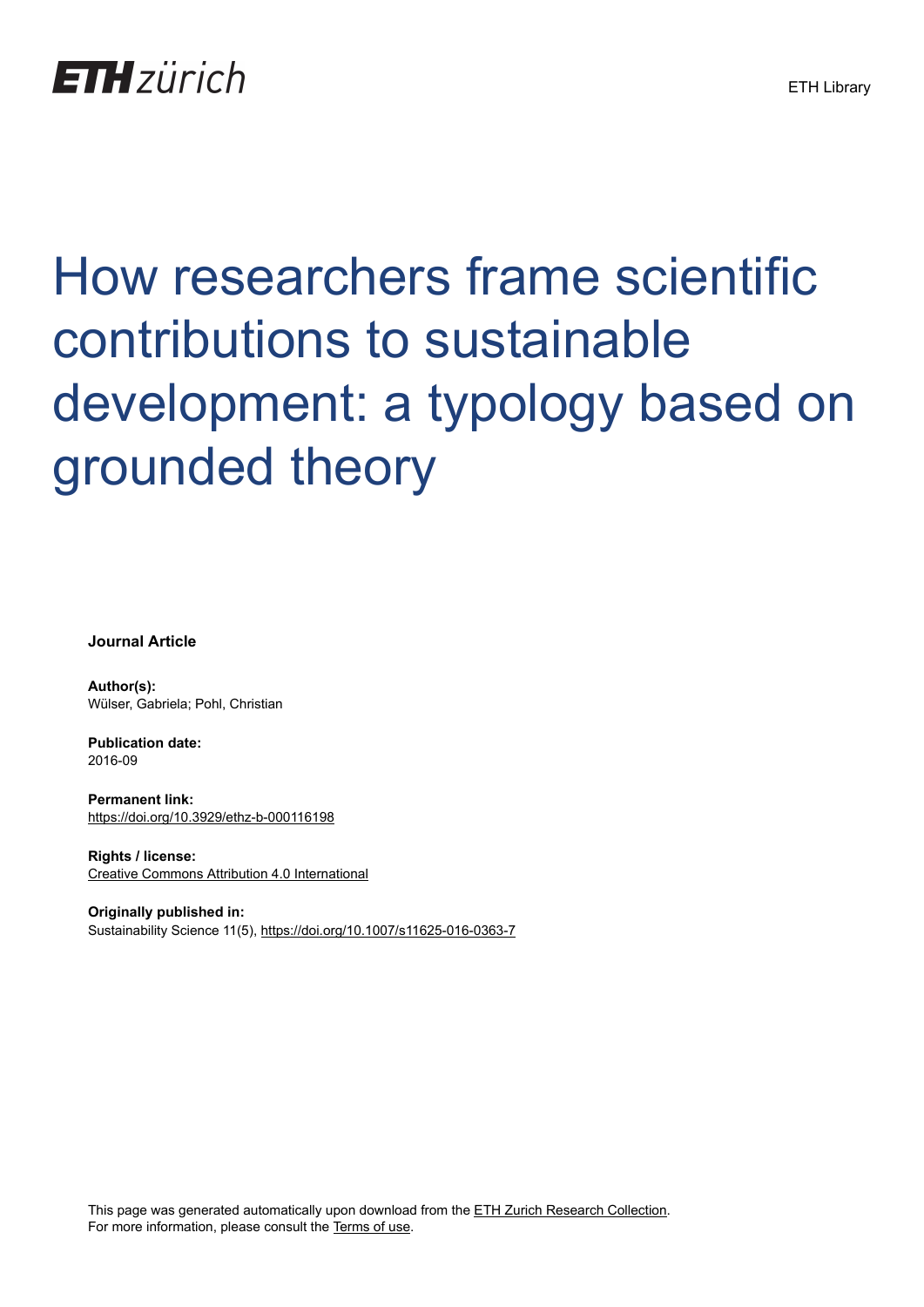ETH zürich

ETH Library

# How researchers frame scientific contributions to sustainable development: a typology based on grounded theory

**Journal Article**

**Author(s):**
Wülser, Gabriela; Pohl, Christian

**Publication date:**
2016-09

**Permanent link:**
https://doi.org/10.3929/ethz-b-000116198

**Rights / license:**
Creative Commons Attribution 4.0 International

**Originally published in:**
Sustainability Science 11(5), https://doi.org/10.1007/s11625-016-0363-7

This page was generated automatically upon download from the ETH Zurich Research Collection.
For more information, please consult the Terms of use.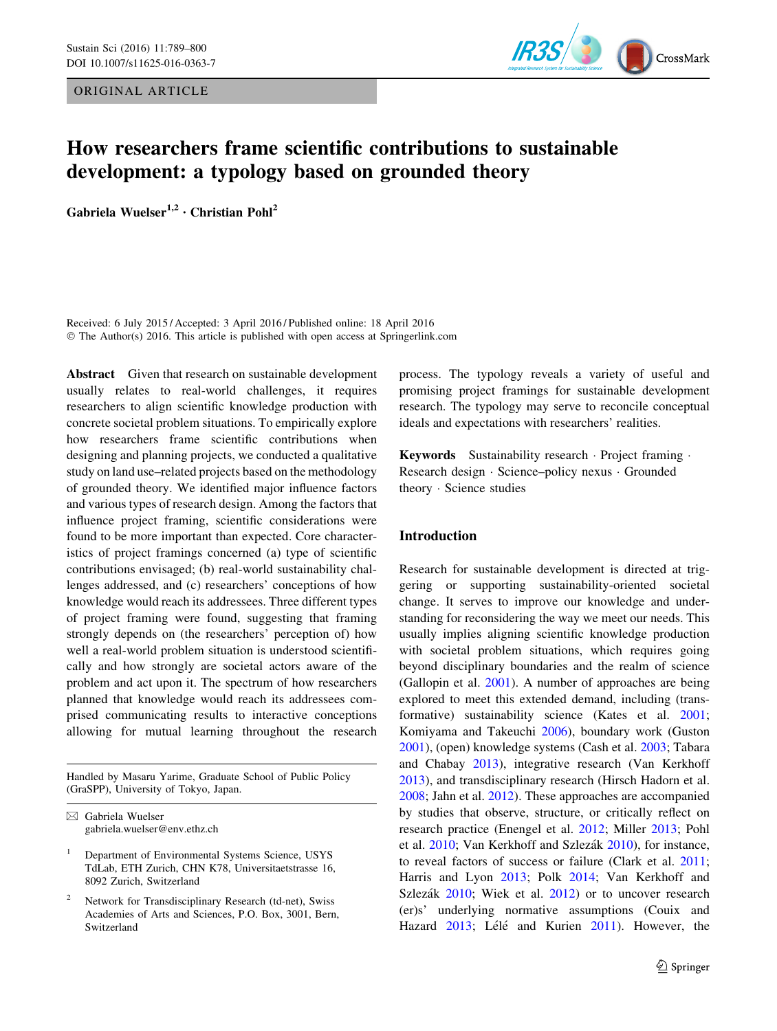# How researchers frame scientific contributions to sustainable development: a typology based on grounded theory

Gabriela Wuelser[1,2] · Christian Pohl[2]

Received: 6 July 2015 / Accepted: 3 April 2016 / Published online: 18 April 2016
© The Author(s) 2016. This article is published with open access at Springerlink.com

**Abstract** Given that research on sustainable development usually relates to real-world challenges, it requires researchers to align scientific knowledge production with concrete societal problem situations. To empirically explore how researchers frame scientific contributions when designing and planning projects, we conducted a qualitative study on land use–related projects based on the methodology of grounded theory. We identified major influence factors and various types of research design. Among the factors that influence project framing, scientific considerations were found to be more important than expected. Core characteristics of project framings concerned (a) type of scientific contributions envisaged; (b) real-world sustainability challenges addressed, and (c) researchers' conceptions of how knowledge would reach its addressees. Three different types of project framing were found, suggesting that framing strongly depends on (the researchers' perception of) how well a real-world problem situation is understood scientifically and how strongly are societal actors aware of the problem and act upon it. The spectrum of how researchers planned that knowledge would reach its addressees comprised communicating results to interactive conceptions allowing for mutual learning throughout the research process. The typology reveals a variety of useful and promising project framings for sustainable development research. The typology may serve to reconcile conceptual ideals and expectations with researchers' realities.

**Keywords** Sustainability research · Project framing · Research design · Science–policy nexus · Grounded theory · Science studies

Handled by Masaru Yarime, Graduate School of Public Policy (GraSPP), University of Tokyo, Japan.

✉ Gabriela Wuelser
gabriela.wuelser@env.ethz.ch

[1] Department of Environmental Systems Science, USYS TdLab, ETH Zurich, CHN K78, Universitaetstrasse 16, 8092 Zurich, Switzerland

[2] Network for Transdisciplinary Research (td-net), Swiss Academies of Arts and Sciences, P.O. Box, 3001, Bern, Switzerland

## Introduction

Research for sustainable development is directed at triggering or supporting sustainability-oriented societal change. It serves to improve our knowledge and understanding for reconsidering the way we meet our needs. This usually implies aligning scientific knowledge production with societal problem situations, which requires going beyond disciplinary boundaries and the realm of science (Gallopin et al. 2001). A number of approaches are being explored to meet this extended demand, including (transformative) sustainability science (Kates et al. 2001; Komiyama and Takeuchi 2006), boundary work (Guston 2001), (open) knowledge systems (Cash et al. 2003; Tabara and Chabay 2013), integrative research (Van Kerkhoff 2013), and transdisciplinary research (Hirsch Hadorn et al. 2008; Jahn et al. 2012). These approaches are accompanied by studies that observe, structure, or critically reflect on research practice (Enengel et al. 2012; Miller 2013; Pohl et al. 2010; Van Kerkhoff and Szezák 2010), for instance, to reveal factors of success or failure (Clark et al. 2011; Harris and Lyon 2013; Polk 2014; Van Kerkhoff and Szezák 2010; Wiek et al. 2012) or to uncover research (er)s' underlying normative assumptions (Couix and Hazard 2013; Lélé and Kurien 2011). However, the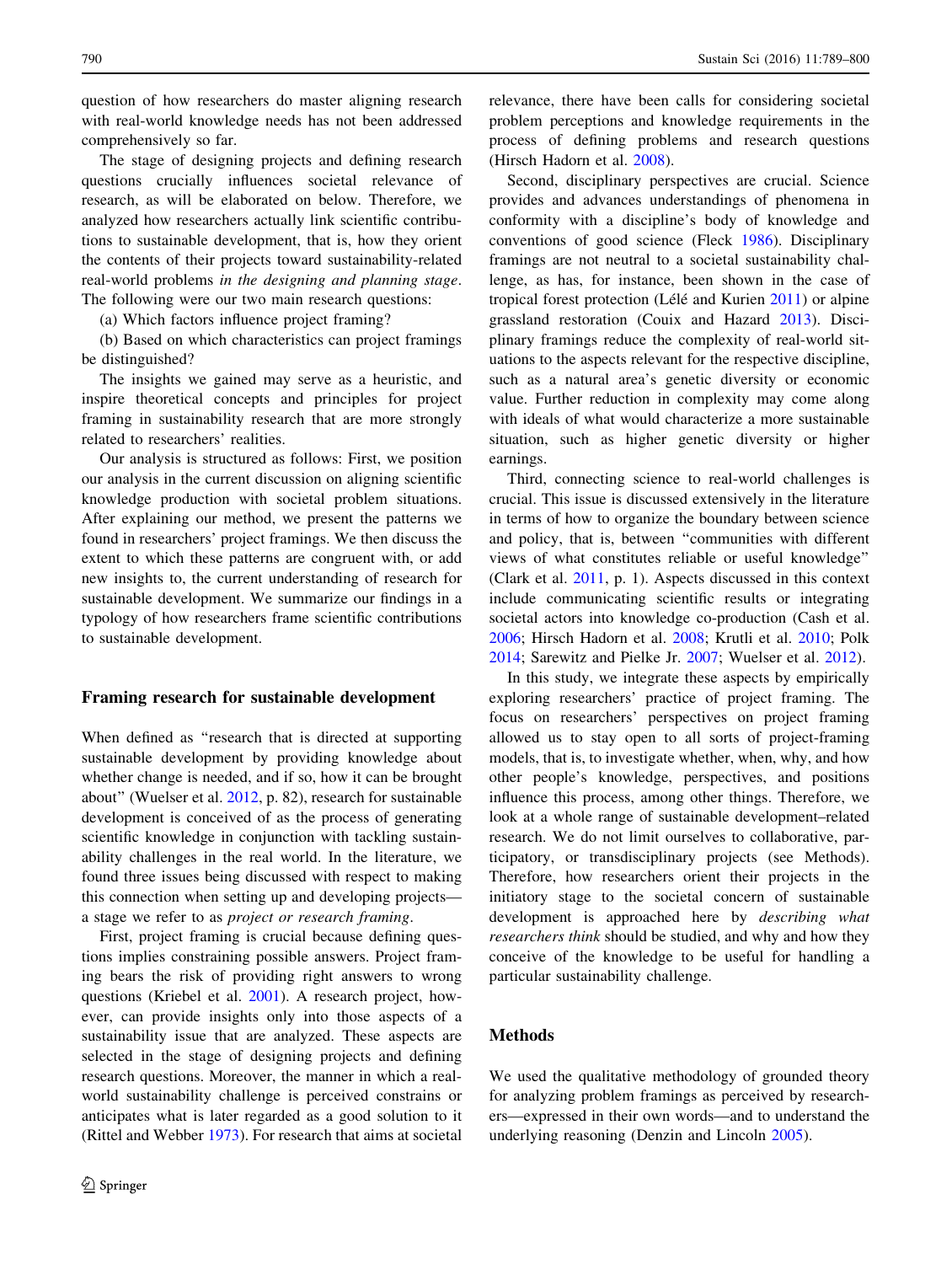question of how researchers do master aligning research with real-world knowledge needs has not been addressed comprehensively so far.

The stage of designing projects and defining research questions crucially influences societal relevance of research, as will be elaborated on below. Therefore, we analyzed how researchers actually link scientific contributions to sustainable development, that is, how they orient the contents of their projects toward sustainability-related real-world problems *in the designing and planning stage*. The following were our two main research questions:

(a) Which factors influence project framing?

(b) Based on which characteristics can project framings be distinguished?

The insights we gained may serve as a heuristic, and inspire theoretical concepts and principles for project framing in sustainability research that are more strongly related to researchers' realities.

Our analysis is structured as follows: First, we position our analysis in the current discussion on aligning scientific knowledge production with societal problem situations. After explaining our method, we present the patterns we found in researchers' project framings. We then discuss the extent to which these patterns are congruent with, or add new insights to, the current understanding of research for sustainable development. We summarize our findings in a typology of how researchers frame scientific contributions to sustainable development.

## Framing research for sustainable development

When defined as "research that is directed at supporting sustainable development by providing knowledge about whether change is needed, and if so, how it can be brought about" (Wuelser et al. 2012, p. 82), research for sustainable development is conceived of as the process of generating scientific knowledge in conjunction with tackling sustainability challenges in the real world. In the literature, we found three issues being discussed with respect to making this connection when setting up and developing projects—a stage we refer to as *project or research framing*.

First, project framing is crucial because defining questions implies constraining possible answers. Project framing bears the risk of providing right answers to wrong questions (Kriebel et al. 2001). A research project, however, can provide insights only into those aspects of a sustainability issue that are analyzed. These aspects are selected in the stage of designing projects and defining research questions. Moreover, the manner in which a real-world sustainability challenge is perceived constrains or anticipates what is later regarded as a good solution to it (Rittel and Webber 1973). For research that aims at societal relevance, there have been calls for considering societal problem perceptions and knowledge requirements in the process of defining problems and research questions (Hirsch Hadorn et al. 2008).

Second, disciplinary perspectives are crucial. Science provides and advances understandings of phenomena in conformity with a discipline's body of knowledge and conventions of good science (Fleck 1986). Disciplinary framings are not neutral to a societal sustainability challenge, as has, for instance, been shown in the case of tropical forest protection (Lélé and Kurien 2011) or alpine grassland restoration (Couix and Hazard 2013). Disciplinary framings reduce the complexity of real-world situations to the aspects relevant for the respective discipline, such as a natural area's genetic diversity or economic value. Further reduction in complexity may come along with ideals of what would characterize a more sustainable situation, such as higher genetic diversity or higher earnings.

Third, connecting science to real-world challenges is crucial. This issue is discussed extensively in the literature in terms of how to organize the boundary between science and policy, that is, between "communities with different views of what constitutes reliable or useful knowledge" (Clark et al. 2011, p. 1). Aspects discussed in this context include communicating scientific results or integrating societal actors into knowledge co-production (Cash et al. 2006; Hirsch Hadorn et al. 2008; Krutli et al. 2010; Polk 2014; Sarewitz and Pielke Jr. 2007; Wuelser et al. 2012).

In this study, we integrate these aspects by empirically exploring researchers' practice of project framing. The focus on researchers' perspectives on project framing allowed us to stay open to all sorts of project-framing models, that is, to investigate whether, when, why, and how other people's knowledge, perspectives, and positions influence this process, among other things. Therefore, we look at a whole range of sustainable development–related research. We do not limit ourselves to collaborative, participatory, or transdisciplinary projects (see Methods). Therefore, how researchers orient their projects in the initiatory stage to the societal concern of sustainable development is approached here by *describing what researchers think* should be studied, and why and how they conceive of the knowledge to be useful for handling a particular sustainability challenge.

## Methods

We used the qualitative methodology of grounded theory for analyzing problem framings as perceived by researchers—expressed in their own words—and to understand the underlying reasoning (Denzin and Lincoln 2005).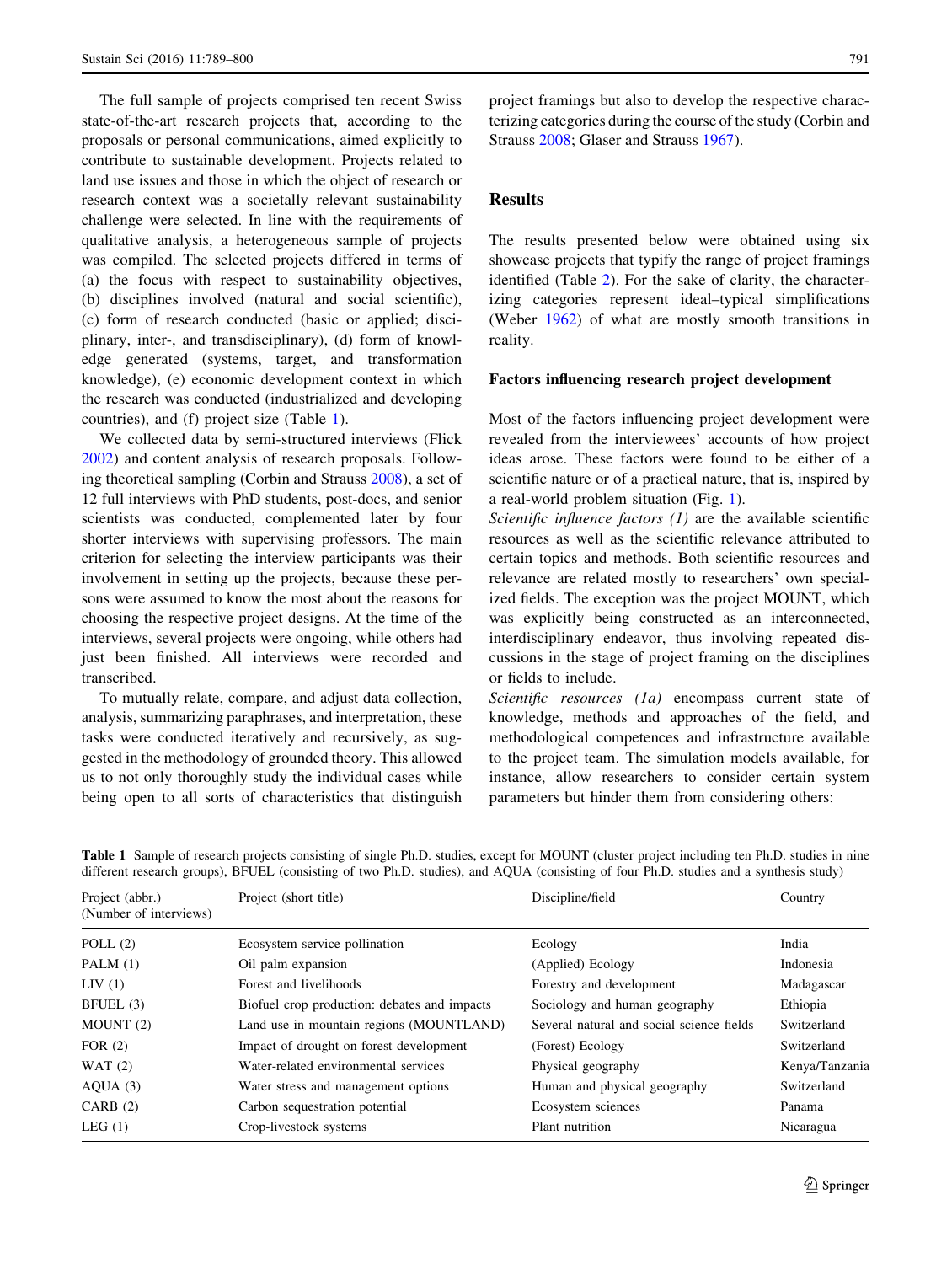The full sample of projects comprised ten recent Swiss state-of-the-art research projects that, according to the proposals or personal communications, aimed explicitly to contribute to sustainable development. Projects related to land use issues and those in which the object of research or research context was a societally relevant sustainability challenge were selected. In line with the requirements of qualitative analysis, a heterogeneous sample of projects was compiled. The selected projects differed in terms of (a) the focus with respect to sustainability objectives, (b) disciplines involved (natural and social scientific), (c) form of research conducted (basic or applied; disciplinary, inter-, and transdisciplinary), (d) form of knowledge generated (systems, target, and transformation knowledge), (e) economic development context in which the research was conducted (industrialized and developing countries), and (f) project size (Table 1).

We collected data by semi-structured interviews (Flick 2002) and content analysis of research proposals. Following theoretical sampling (Corbin and Strauss 2008), a set of 12 full interviews with PhD students, post-docs, and senior scientists was conducted, complemented later by four shorter interviews with supervising professors. The main criterion for selecting the interview participants was their involvement in setting up the projects, because these persons were assumed to know the most about the reasons for choosing the respective project designs. At the time of the interviews, several projects were ongoing, while others had just been finished. All interviews were recorded and transcribed.

To mutually relate, compare, and adjust data collection, analysis, summarizing paraphrases, and interpretation, these tasks were conducted iteratively and recursively, as suggested in the methodology of grounded theory. This allowed us to not only thoroughly study the individual cases while being open to all sorts of characteristics that distinguish project framings but also to develop the respective characterizing categories during the course of the study (Corbin and Strauss 2008; Glaser and Strauss 1967).

## Results

The results presented below were obtained using six showcase projects that typify the range of project framings identified (Table 2). For the sake of clarity, the characterizing categories represent ideal–typical simplifications (Weber 1962) of what are mostly smooth transitions in reality.

### Factors influencing research project development

Most of the factors influencing project development were revealed from the interviewees' accounts of how project ideas arose. These factors were found to be either of a scientific nature or of a practical nature, that is, inspired by a real-world problem situation (Fig. 1).

*Scientific influence factors (1)* are the available scientific resources as well as the scientific relevance attributed to certain topics and methods. Both scientific resources and relevance are related mostly to researchers' own specialized fields. The exception was the project MOUNT, which was explicitly being constructed as an interconnected, interdisciplinary endeavor, thus involving repeated discussions in the stage of project framing on the disciplines or fields to include.

*Scientific resources (1a)* encompass current state of knowledge, methods and approaches of the field, and methodological competences and infrastructure available to the project team. The simulation models available, for instance, allow researchers to consider certain system parameters but hinder them from considering others:

**Table 1** Sample of research projects consisting of single Ph.D. studies, except for MOUNT (cluster project including ten Ph.D. studies in nine different research groups), BFUEL (consisting of two Ph.D. studies), and AQUA (consisting of four Ph.D. studies and a synthesis study)

| Project (abbr.) (Number of interviews) | Project (short title) | Discipline/field | Country |
|---|---|---|---|
| POLL (2) | Ecosystem service pollination | Ecology | India |
| PALM (1) | Oil palm expansion | (Applied) Ecology | Indonesia |
| LIV (1) | Forest and livelihoods | Forestry and development | Madagascar |
| BFUEL (3) | Biofuel crop production: debates and impacts | Sociology and human geography | Ethiopia |
| MOUNT (2) | Land use in mountain regions (MOUNTLAND) | Several natural and social science fields | Switzerland |
| FOR (2) | Impact of drought on forest development | (Forest) Ecology | Switzerland |
| WAT (2) | Water-related environmental services | Physical geography | Kenya/Tanzania |
| AQUA (3) | Water stress and management options | Human and physical geography | Switzerland |
| CARB (2) | Carbon sequestration potential | Ecosystem sciences | Panama |
| LEG (1) | Crop-livestock systems | Plant nutrition | Nicaragua |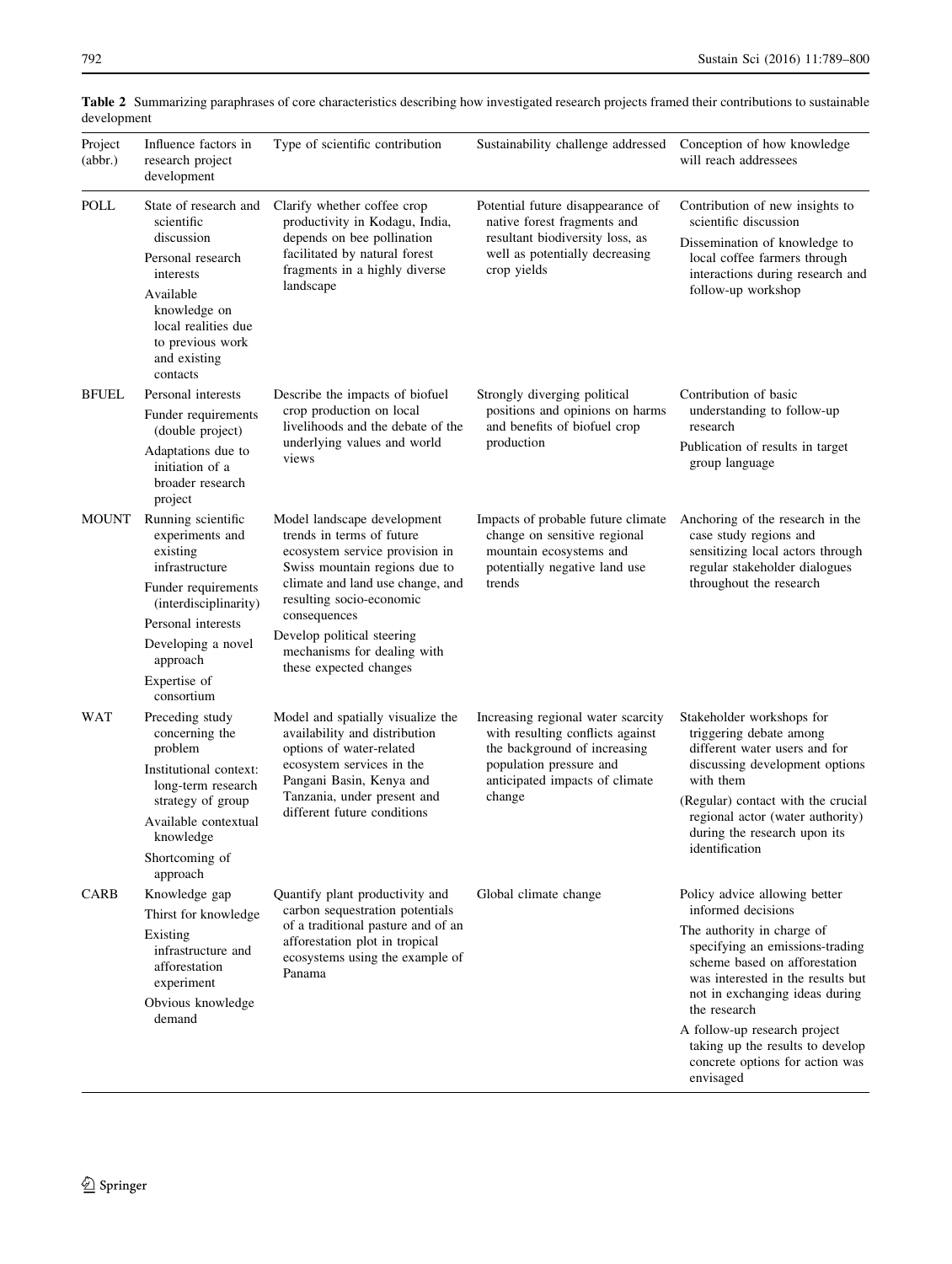**Table 2** Summarizing paraphrases of core characteristics describing how investigated research projects framed their contributions to sustainable development

| Project (abbr.) | Influence factors in research project development | Type of scientific contribution | Sustainability challenge addressed | Conception of how knowledge will reach addressees |
|---|---|---|---|---|
| POLL | State of research and scientific discussion<br>Personal research interests<br>Available knowledge on local realities due to previous work and existing contacts | Clarify whether coffee crop productivity in Kodagu, India, depends on bee pollination facilitated by natural forest fragments in a highly diverse landscape | Potential future disappearance of native forest fragments and resultant biodiversity loss, as well as potentially decreasing crop yields | Contribution of new insights to scientific discussion<br>Dissemination of knowledge to local coffee farmers through interactions during research and follow-up workshop |
| BFUEL | Personal interests<br>Funder requirements (double project)<br>Adaptations due to initiation of a broader research project | Describe the impacts of biofuel crop production on local livelihoods and the debate of the underlying values and world views | Strongly diverging political positions and opinions on harms and benefits of biofuel crop production | Contribution of basic understanding to follow-up research<br>Publication of results in target group language |
| MOUNT | Running scientific experiments and existing infrastructure<br>Funder requirements (interdisciplinarity)<br>Personal interests<br>Developing a novel approach<br>Expertise of consortium | Model landscape development trends in terms of future ecosystem service provision in Swiss mountain regions due to climate and land use change, and resulting socio-economic consequences<br>Develop political steering mechanisms for dealing with these expected changes | Impacts of probable future climate change on sensitive regional mountain ecosystems and potentially negative land use trends | Anchoring of the research in the case study regions and sensitizing local actors through regular stakeholder dialogues throughout the research |
| WAT | Preceding study concerning the problem<br>Institutional context: long-term research strategy of group<br>Available contextual knowledge<br>Shortcoming of approach | Model and spatially visualize the availability and distribution options of water-related ecosystem services in the Pangani Basin, Kenya and Tanzania, under present and different future conditions | Increasing regional water scarcity with resulting conflicts against the background of increasing population pressure and anticipated impacts of climate change | Stakeholder workshops for triggering debate among different water users and for discussing development options with them<br>(Regular) contact with the crucial regional actor (water authority) during the research upon its identification |
| CARB | Knowledge gap<br>Thirst for knowledge<br>Existing infrastructure and afforestation experiment<br>Obvious knowledge demand | Quantify plant productivity and carbon sequestration potentials of a traditional pasture and of an afforestation plot in tropical ecosystems using the example of Panama | Global climate change | Policy advice allowing better informed decisions<br>The authority in charge of specifying an emissions-trading scheme based on afforestation was interested in the results but not in exchanging ideas during the research<br>A follow-up research project taking up the results to develop concrete options for action was envisaged |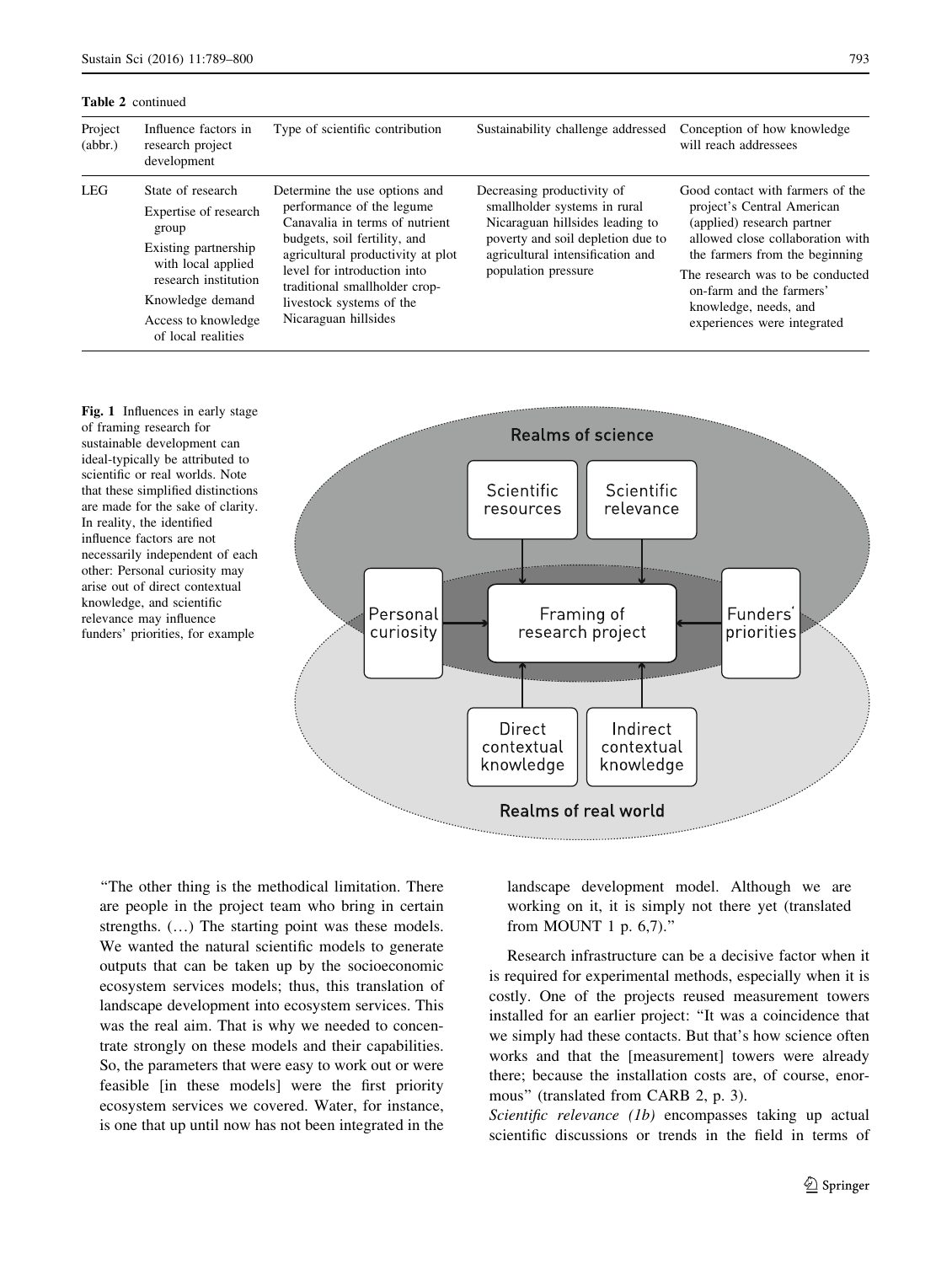**Table 2** continued

| Project (abbr.) | Influence factors in research project development | Type of scientific contribution | Sustainability challenge addressed | Conception of how knowledge will reach addressees |
|---|---|---|---|---|
| LEG | State of research<br>Expertise of research group<br>Existing partnership with local applied research institution<br>Knowledge demand<br>Access to knowledge of local realities | Determine the use options and performance of the legume Canavalia in terms of nutrient budgets, soil fertility, and agricultural productivity at plot level for introduction into traditional smallholder crop-livestock systems of the Nicaraguan hillsides | Decreasing productivity of smallholder systems in rural Nicaraguan hillsides leading to poverty and soil depletion due to agricultural intensification and population pressure | Good contact with farmers of the project's Central American (applied) research partner allowed close collaboration with the farmers from the beginning<br>The research was to be conducted on-farm and the farmers' knowledge, needs, and experiences were integrated |

Realms of science

Scientific resources

Scientific relevance

Personal curiosity

Framing of research project

Funders' priorities

Direct contextual knowledge

Indirect contextual knowledge

Realms of real world

**Fig. 1** Influences in early stage of framing research for sustainable development can ideal-typically be attributed to scientific or real worlds. Note that these simplified distinctions are made for the sake of clarity. In reality, the identified influence factors are not necessarily independent of each other: Personal curiosity may arise out of direct contextual knowledge, and scientific relevance may influence funders' priorities, for example

> "The other thing is the methodical limitation. There are people in the project team who bring in certain strengths. (…) The starting point was these models. We wanted the natural scientific models to generate outputs that can be taken up by the socioeconomic ecosystem services models; thus, this translation of landscape development into ecosystem services. This was the real aim. That is why we needed to concentrate strongly on these models and their capabilities. So, the parameters that were easy to work out or were feasible [in these models] were the first priority ecosystem services we covered. Water, for instance, is one that up until now has not been integrated in the landscape development model. Although we are working on it, it is simply not there yet (translated from MOUNT 1 p. 6,7)."

Research infrastructure can be a decisive factor when it is required for experimental methods, especially when it is costly. One of the projects reused measurement towers installed for an earlier project: "It was a coincidence that we simply had these contacts. But that's how science often works and that the [measurement] towers were already there; because the installation costs are, of course, enormous" (translated from CARB 2, p. 3).

*Scientific relevance (1b)* encompasses taking up actual scientific discussions or trends in the field in terms of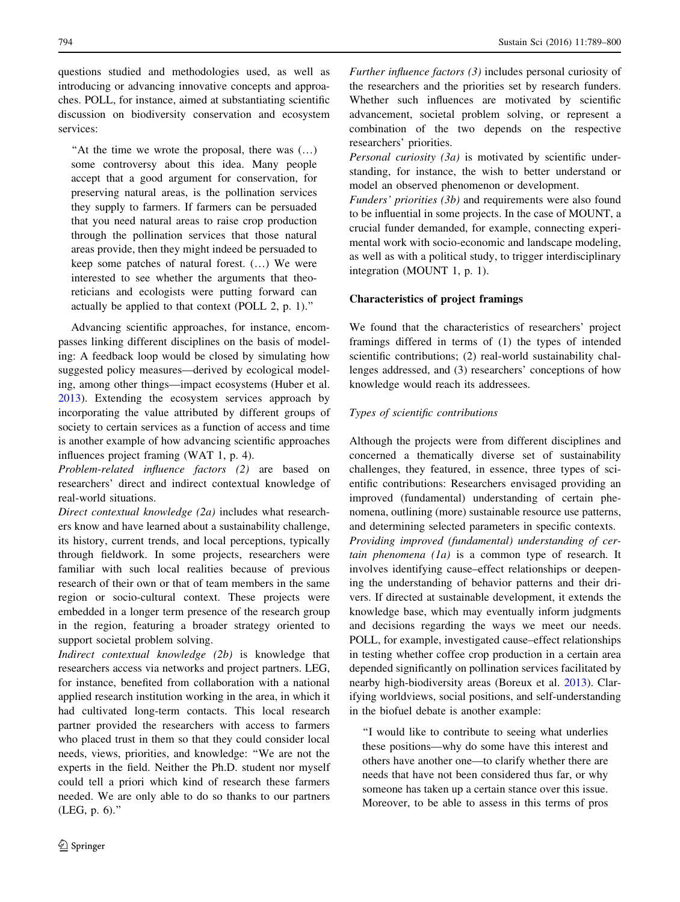questions studied and methodologies used, as well as introducing or advancing innovative concepts and approaches. POLL, for instance, aimed at substantiating scientific discussion on biodiversity conservation and ecosystem services:

> "At the time we wrote the proposal, there was (…) some controversy about this idea. Many people accept that a good argument for conservation, for preserving natural areas, is the pollination services they supply to farmers. If farmers can be persuaded that you need natural areas to raise crop production through the pollination services that those natural areas provide, then they might indeed be persuaded to keep some patches of natural forest. (…) We were interested to see whether the arguments that theoreticians and ecologists were putting forward can actually be applied to that context (POLL 2, p. 1)."

Advancing scientific approaches, for instance, encompasses linking different disciplines on the basis of modeling: A feedback loop would be closed by simulating how suggested policy measures—derived by ecological modeling, among other things—impact ecosystems (Huber et al. 2013). Extending the ecosystem services approach by incorporating the value attributed by different groups of society to certain services as a function of access and time is another example of how advancing scientific approaches influences project framing (WAT 1, p. 4).

*Problem-related influence factors (2)* are based on researchers' direct and indirect contextual knowledge of real-world situations.

*Direct contextual knowledge (2a)* includes what researchers know and have learned about a sustainability challenge, its history, current trends, and local perceptions, typically through fieldwork. In some projects, researchers were familiar with such local realities because of previous research of their own or that of team members in the same region or socio-cultural context. These projects were embedded in a longer term presence of the research group in the region, featuring a broader strategy oriented to support societal problem solving.

*Indirect contextual knowledge (2b)* is knowledge that researchers access via networks and project partners. LEG, for instance, benefited from collaboration with a national applied research institution working in the area, in which it had cultivated long-term contacts. This local research partner provided the researchers with access to farmers who placed trust in them so that they could consider local needs, views, priorities, and knowledge: "We are not the experts in the field. Neither the Ph.D. student nor myself could tell a priori which kind of research these farmers needed. We are only able to do so thanks to our partners (LEG, p. 6)."

*Further influence factors (3)* includes personal curiosity of the researchers and the priorities set by research funders. Whether such influences are motivated by scientific advancement, societal problem solving, or represent a combination of the two depends on the respective researchers' priorities.

*Personal curiosity (3a)* is motivated by scientific understanding, for instance, the wish to better understand or model an observed phenomenon or development.

*Funders' priorities (3b)* and requirements were also found to be influential in some projects. In the case of MOUNT, a crucial funder demanded, for example, connecting experimental work with socio-economic and landscape modeling, as well as with a political study, to trigger interdisciplinary integration (MOUNT 1, p. 1).

### Characteristics of project framings

We found that the characteristics of researchers' project framings differed in terms of (1) the types of intended scientific contributions; (2) real-world sustainability challenges addressed, and (3) researchers' conceptions of how knowledge would reach its addressees.

#### *Types of scientific contributions*

Although the projects were from different disciplines and concerned a thematically diverse set of sustainability challenges, they featured, in essence, three types of scientific contributions: Researchers envisaged providing an improved (fundamental) understanding of certain phenomena, outlining (more) sustainable resource use patterns, and determining selected parameters in specific contexts.

*Providing improved (fundamental) understanding of certain phenomena (1a)* is a common type of research. It involves identifying cause–effect relationships or deepening the understanding of behavior patterns and their drivers. If directed at sustainable development, it extends the knowledge base, which may eventually inform judgments and decisions regarding the ways we meet our needs. POLL, for example, investigated cause–effect relationships in testing whether coffee crop production in a certain area depended significantly on pollination services facilitated by nearby high-biodiversity areas (Boreux et al. 2013). Clarifying worldviews, social positions, and self-understanding in the biofuel debate is another example:

> "I would like to contribute to seeing what underlies these positions—why do some have this interest and others have another one—to clarify whether there are needs that have not been considered thus far, or why someone has taken up a certain stance over this issue. Moreover, to be able to assess in this terms of pros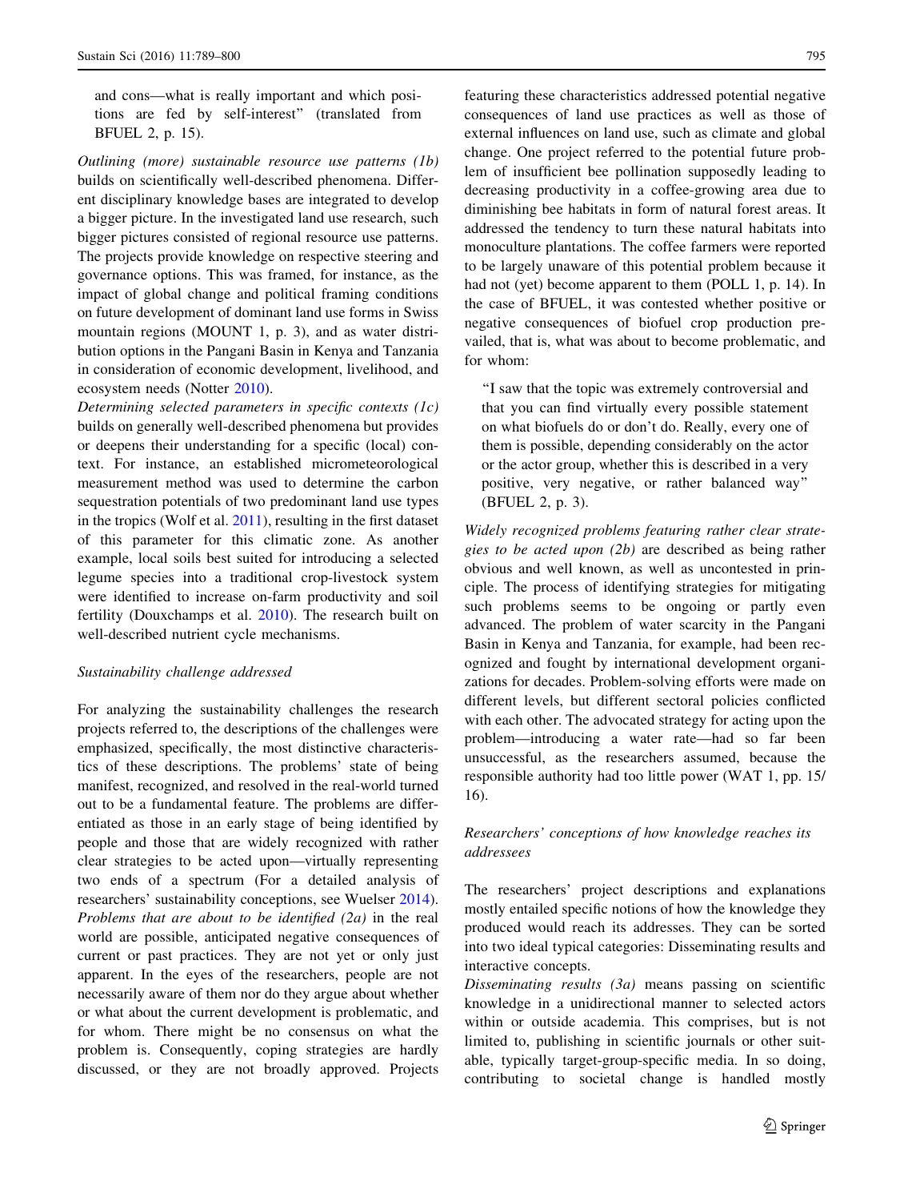and cons—what is really important and which positions are fed by self-interest" (translated from BFUEL 2, p. 15).

*Outlining (more) sustainable resource use patterns (1b)* builds on scientifically well-described phenomena. Different disciplinary knowledge bases are integrated to develop a bigger picture. In the investigated land use research, such bigger pictures consisted of regional resource use patterns. The projects provide knowledge on respective steering and governance options. This was framed, for instance, as the impact of global change and political framing conditions on future development of dominant land use forms in Swiss mountain regions (MOUNT 1, p. 3), and as water distribution options in the Pangani Basin in Kenya and Tanzania in consideration of economic development, livelihood, and ecosystem needs (Notter 2010).

*Determining selected parameters in specific contexts (1c)* builds on generally well-described phenomena but provides or deepens their understanding for a specific (local) context. For instance, an established micrometeorological measurement method was used to determine the carbon sequestration potentials of two predominant land use types in the tropics (Wolf et al. 2011), resulting in the first dataset of this parameter for this climatic zone. As another example, local soils best suited for introducing a selected legume species into a traditional crop-livestock system were identified to increase on-farm productivity and soil fertility (Douxchamps et al. 2010). The research built on well-described nutrient cycle mechanisms.

*Sustainability challenge addressed*

For analyzing the sustainability challenges the research projects referred to, the descriptions of the challenges were emphasized, specifically, the most distinctive characteristics of these descriptions. The problems' state of being manifest, recognized, and resolved in the real-world turned out to be a fundamental feature. The problems are differentiated as those in an early stage of being identified by people and those that are widely recognized with rather clear strategies to be acted upon—virtually representing two ends of a spectrum (For a detailed analysis of researchers' sustainability conceptions, see Wuelser 2014).

*Problems that are about to be identified (2a)* in the real world are possible, anticipated negative consequences of current or past practices. They are not yet or only just apparent. In the eyes of the researchers, people are not necessarily aware of them nor do they argue about whether or what about the current development is problematic, and for whom. There might be no consensus on what the problem is. Consequently, coping strategies are hardly discussed, or they are not broadly approved. Projects featuring these characteristics addressed potential negative consequences of land use practices as well as those of external influences on land use, such as climate and global change. One project referred to the potential future problem of insufficient bee pollination supposedly leading to decreasing productivity in a coffee-growing area due to diminishing bee habitats in form of natural forest areas. It addressed the tendency to turn these natural habitats into monoculture plantations. The coffee farmers were reported to be largely unaware of this potential problem because it had not (yet) become apparent to them (POLL 1, p. 14). In the case of BFUEL, it was contested whether positive or negative consequences of biofuel crop production prevailed, that is, what was about to become problematic, and for whom:

> "I saw that the topic was extremely controversial and that you can find virtually every possible statement on what biofuels do or don't do. Really, every one of them is possible, depending considerably on the actor or the actor group, whether this is described in a very positive, very negative, or rather balanced way" (BFUEL 2, p. 3).

*Widely recognized problems featuring rather clear strategies to be acted upon (2b)* are described as being rather obvious and well known, as well as uncontested in principle. The process of identifying strategies for mitigating such problems seems to be ongoing or partly even advanced. The problem of water scarcity in the Pangani Basin in Kenya and Tanzania, for example, had been recognized and fought by international development organizations for decades. Problem-solving efforts were made on different levels, but different sectoral policies conflicted with each other. The advocated strategy for acting upon the problem—introducing a water rate—had so far been unsuccessful, as the researchers assumed, because the responsible authority had too little power (WAT 1, pp. 15/16).

*Researchers' conceptions of how knowledge reaches its addressees*

The researchers' project descriptions and explanations mostly entailed specific notions of how the knowledge they produced would reach its addresses. They can be sorted into two ideal typical categories: Disseminating results and interactive concepts.

*Disseminating results (3a)* means passing on scientific knowledge in a unidirectional manner to selected actors within or outside academia. This comprises, but is not limited to, publishing in scientific journals or other suitable, typically target-group-specific media. In so doing, contributing to societal change is handled mostly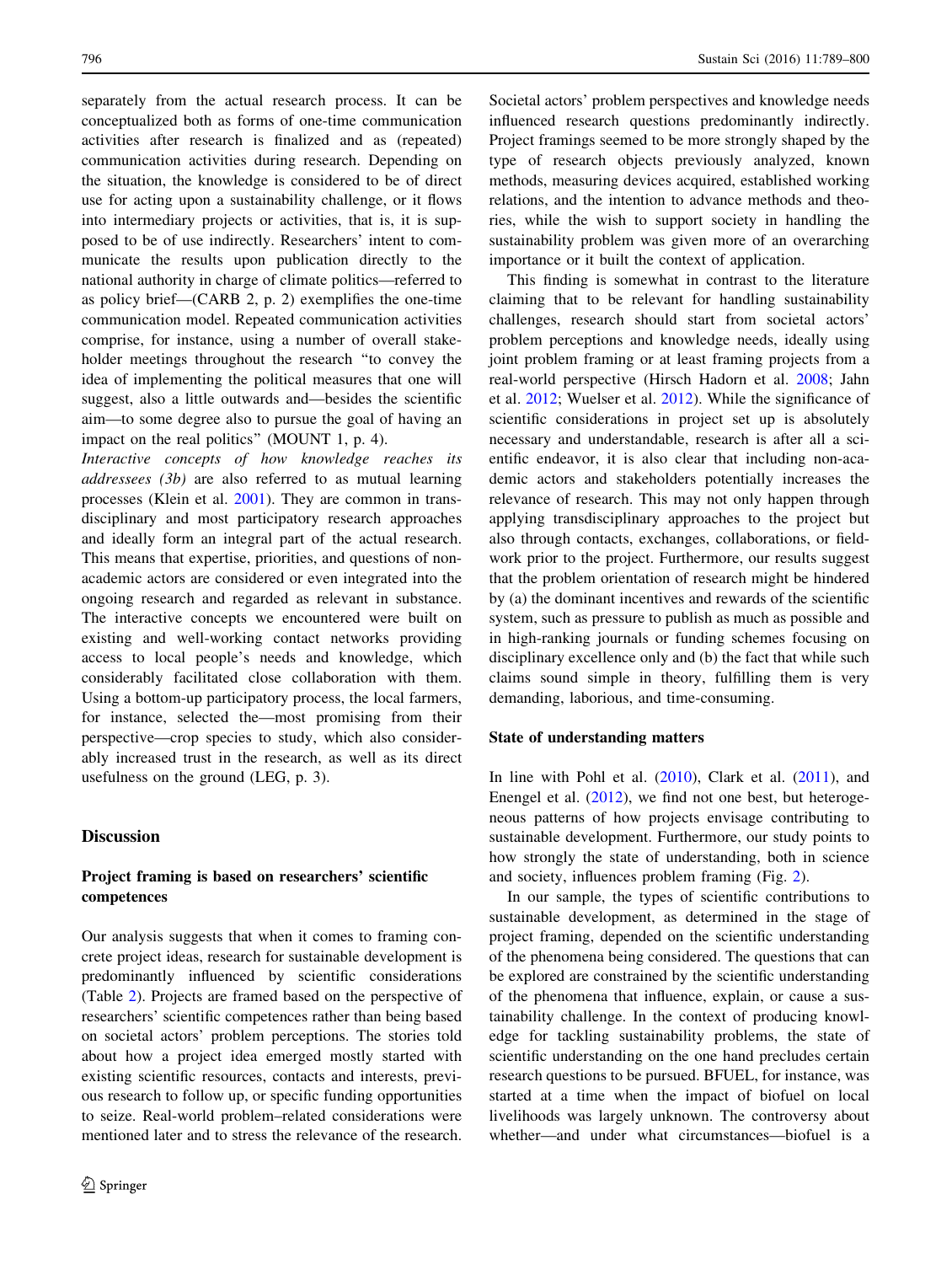separately from the actual research process. It can be conceptualized both as forms of one-time communication activities after research is finalized and as (repeated) communication activities during research. Depending on the situation, the knowledge is considered to be of direct use for acting upon a sustainability challenge, or it flows into intermediary projects or activities, that is, it is supposed to be of use indirectly. Researchers' intent to communicate the results upon publication directly to the national authority in charge of climate politics—referred to as policy brief—(CARB 2, p. 2) exemplifies the one-time communication model. Repeated communication activities comprise, for instance, using a number of overall stakeholder meetings throughout the research "to convey the idea of implementing the political measures that one will suggest, also a little outwards and—besides the scientific aim—to some degree also to pursue the goal of having an impact on the real politics" (MOUNT 1, p. 4).

*Interactive concepts of how knowledge reaches its addressees (3b)* are also referred to as mutual learning processes (Klein et al. 2001). They are common in transdisciplinary and most participatory research approaches and ideally form an integral part of the actual research. This means that expertise, priorities, and questions of non-academic actors are considered or even integrated into the ongoing research and regarded as relevant in substance. The interactive concepts we encountered were built on existing and well-working contact networks providing access to local people's needs and knowledge, which considerably facilitated close collaboration with them. Using a bottom-up participatory process, the local farmers, for instance, selected the—most promising from their perspective—crop species to study, which also considerably increased trust in the research, as well as its direct usefulness on the ground (LEG, p. 3).

## Discussion

### Project framing is based on researchers' scientific competences

Our analysis suggests that when it comes to framing concrete project ideas, research for sustainable development is predominantly influenced by scientific considerations (Table 2). Projects are framed based on the perspective of researchers' scientific competences rather than being based on societal actors' problem perceptions. The stories told about how a project idea emerged mostly started with existing scientific resources, contacts and interests, previous research to follow up, or specific funding opportunities to seize. Real-world problem–related considerations were mentioned later and to stress the relevance of the research. Societal actors' problem perspectives and knowledge needs influenced research questions predominantly indirectly. Project framings seemed to be more strongly shaped by the type of research objects previously analyzed, known methods, measuring devices acquired, established working relations, and the intention to advance methods and theories, while the wish to support society in handling the sustainability problem was given more of an overarching importance or it built the context of application.

This finding is somewhat in contrast to the literature claiming that to be relevant for handling sustainability challenges, research should start from societal actors' problem perceptions and knowledge needs, ideally using joint problem framing or at least framing projects from a real-world perspective (Hirsch Hadorn et al. 2008; Jahn et al. 2012; Wuelser et al. 2012). While the significance of scientific considerations in project set up is absolutely necessary and understandable, research is after all a scientific endeavor, it is also clear that including non-academic actors and stakeholders potentially increases the relevance of research. This may not only happen through applying transdisciplinary approaches to the project but also through contacts, exchanges, collaborations, or fieldwork prior to the project. Furthermore, our results suggest that the problem orientation of research might be hindered by (a) the dominant incentives and rewards of the scientific system, such as pressure to publish as much as possible and in high-ranking journals or funding schemes focusing on disciplinary excellence only and (b) the fact that while such claims sound simple in theory, fulfilling them is very demanding, laborious, and time-consuming.

### State of understanding matters

In line with Pohl et al. (2010), Clark et al. (2011), and Enengel et al. (2012), we find not one best, but heterogeneous patterns of how projects envisage contributing to sustainable development. Furthermore, our study points to how strongly the state of understanding, both in science and society, influences problem framing (Fig. 2).

In our sample, the types of scientific contributions to sustainable development, as determined in the stage of project framing, depended on the scientific understanding of the phenomena being considered. The questions that can be explored are constrained by the scientific understanding of the phenomena that influence, explain, or cause a sustainability challenge. In the context of producing knowledge for tackling sustainability problems, the state of scientific understanding on the one hand precludes certain research questions to be pursued. BFUEL, for instance, was started at a time when the impact of biofuel on local livelihoods was largely unknown. The controversy about whether—and under what circumstances—biofuel is a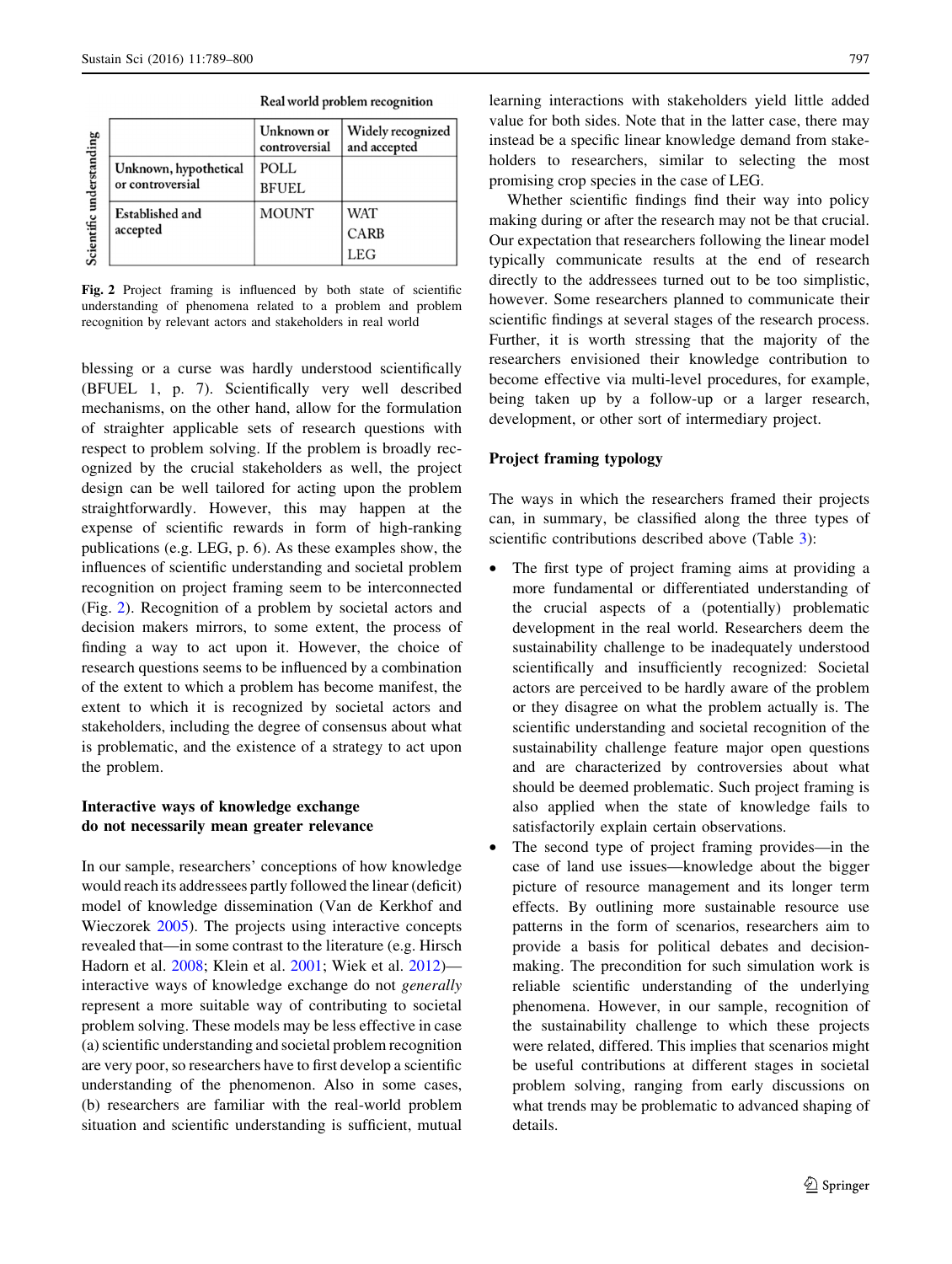| | Real world problem recognition | |
|---|---|---|
| **Scientific understanding** | **Unknown or controversial** | **Widely recognized and accepted** |
| **Unknown, hypothetical or controversial** | POLL<br>BFUEL | |
| **Established and accepted** | MOUNT | WAT<br>CARB<br>LEG |

**Fig. 2** Project framing is influenced by both state of scientific understanding of phenomena related to a problem and problem recognition by relevant actors and stakeholders in real world

blessing or a curse was hardly understood scientifically (BFUEL 1, p. 7). Scientifically very well described mechanisms, on the other hand, allow for the formulation of straighter applicable sets of research questions with respect to problem solving. If the problem is broadly recognized by the crucial stakeholders as well, the project design can be well tailored for acting upon the problem straightforwardly. However, this may happen at the expense of scientific rewards in form of high-ranking publications (e.g. LEG, p. 6). As these examples show, the influences of scientific understanding and societal problem recognition on project framing seem to be interconnected (Fig. 2). Recognition of a problem by societal actors and decision makers mirrors, to some extent, the process of finding a way to act upon it. However, the choice of research questions seems to be influenced by a combination of the extent to which a problem has become manifest, the extent to which it is recognized by societal actors and stakeholders, including the degree of consensus about what is problematic, and the existence of a strategy to act upon the problem.

### Interactive ways of knowledge exchange do not necessarily mean greater relevance

In our sample, researchers' conceptions of how knowledge would reach its addressees partly followed the linear (deficit) model of knowledge dissemination (Van de Kerkhof and Wieczorek 2005). The projects using interactive concepts revealed that—in some contrast to the literature (e.g. Hirsch Hadorn et al. 2008; Klein et al. 2001; Wiek et al. 2012)—interactive ways of knowledge exchange do not *generally* represent a more suitable way of contributing to societal problem solving. These models may be less effective in case (a) scientific understanding and societal problem recognition are very poor, so researchers have to first develop a scientific understanding of the phenomenon. Also in some cases, (b) researchers are familiar with the real-world problem situation and scientific understanding is sufficient, mutual learning interactions with stakeholders yield little added value for both sides. Note that in the latter case, there may instead be a specific linear knowledge demand from stakeholders to researchers, similar to selecting the most promising crop species in the case of LEG.

Whether scientific findings find their way into policy making during or after the research may not be that crucial. Our expectation that researchers following the linear model typically communicate results at the end of research directly to the addressees turned out to be too simplistic, however. Some researchers planned to communicate their scientific findings at several stages of the research process. Further, it is worth stressing that the majority of the researchers envisioned their knowledge contribution to become effective via multi-level procedures, for example, being taken up by a follow-up or a larger research, development, or other sort of intermediary project.

### Project framing typology

The ways in which the researchers framed their projects can, in summary, be classified along the three types of scientific contributions described above (Table 3):

- The first type of project framing aims at providing a more fundamental or differentiated understanding of the crucial aspects of a (potentially) problematic development in the real world. Researchers deem the sustainability challenge to be inadequately understood scientifically and insufficiently recognized: Societal actors are perceived to be hardly aware of the problem or they disagree on what the problem actually is. The scientific understanding and societal recognition of the sustainability challenge feature major open questions and are characterized by controversies about what should be deemed problematic. Such project framing is also applied when the state of knowledge fails to satisfactorily explain certain observations.
- The second type of project framing provides—in the case of land use issues—knowledge about the bigger picture of resource management and its longer term effects. By outlining more sustainable resource use patterns in the form of scenarios, researchers aim to provide a basis for political debates and decision-making. The precondition for such simulation work is reliable scientific understanding of the underlying phenomena. However, in our sample, recognition of the sustainability challenge to which these projects were related, differed. This implies that scenarios might be useful contributions at different stages in societal problem solving, ranging from early discussions on what trends may be problematic to advanced shaping of details.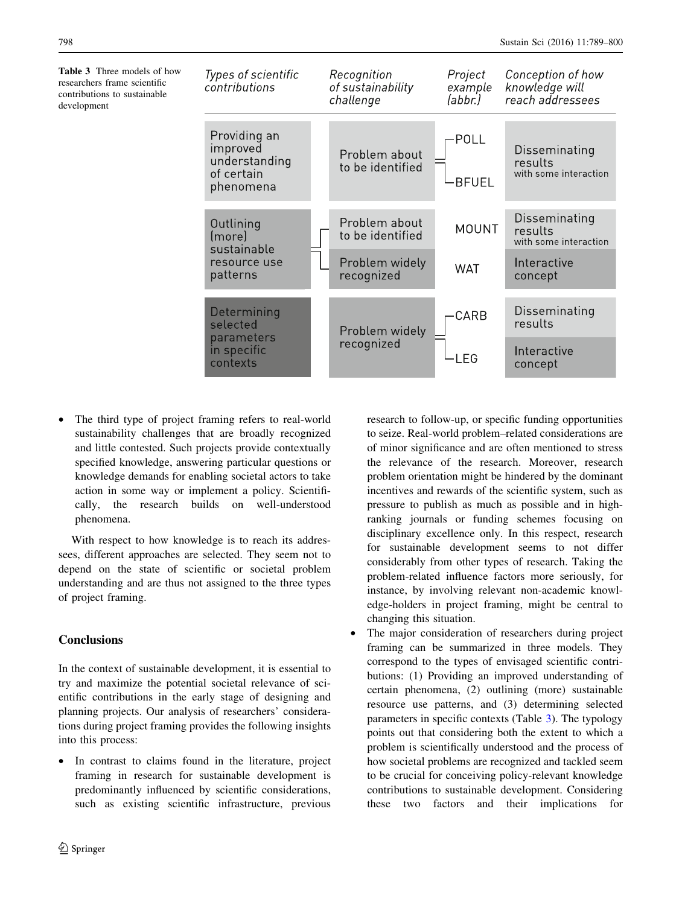**Table 3** Three models of how researchers frame scientific contributions to sustainable development

| Types of scientific contributions | Recognition of sustainability challenge | Project example (abbr.) | Conception of how knowledge will reach addressees |
|---|---|---|---|
| Providing an improved understanding of certain phenomena | Problem about to be identified | POLL | Disseminating results with some interaction |
| | | BFUEL | |
| Outlining (more) sustainable resource use patterns | Problem about to be identified | MOUNT | Disseminating results with some interaction |
| | Problem widely recognized | WAT | Interactive concept |
| Determining selected parameters in specific contexts | Problem widely recognized | CARB | Disseminating results |
| | | LEG | Interactive concept |

- The third type of project framing refers to real-world sustainability challenges that are broadly recognized and little contested. Such projects provide contextually specified knowledge, answering particular questions or knowledge demands for enabling societal actors to take action in some way or implement a policy. Scientifically, the research builds on well-understood phenomena.

With respect to how knowledge is to reach its addressees, different approaches are selected. They seem not to depend on the state of scientific or societal problem understanding and are thus not assigned to the three types of project framing.

## Conclusions

In the context of sustainable development, it is essential to try and maximize the potential societal relevance of scientific contributions in the early stage of designing and planning projects. Our analysis of researchers' considerations during project framing provides the following insights into this process:

- In contrast to claims found in the literature, project framing in research for sustainable development is predominantly influenced by scientific considerations, such as existing scientific infrastructure, previous research to follow-up, or specific funding opportunities to seize. Real-world problem–related considerations are of minor significance and are often mentioned to stress the relevance of the research. Moreover, research problem orientation might be hindered by the dominant incentives and rewards of the scientific system, such as pressure to publish as much as possible and in high-ranking journals or funding schemes focusing on disciplinary excellence only. In this respect, research for sustainable development seems to not differ considerably from other types of research. Taking the problem-related influence factors more seriously, for instance, by involving relevant non-academic knowledge-holders in project framing, might be central to changing this situation.
- The major consideration of researchers during project framing can be summarized in three models. They correspond to the types of envisaged scientific contributions: (1) Providing an improved understanding of certain phenomena, (2) outlining (more) sustainable resource use patterns, and (3) determining selected parameters in specific contexts (Table 3). The typology points out that considering both the extent to which a problem is scientifically understood and the process of how societal problems are recognized and tackled seem to be crucial for conceiving policy-relevant knowledge contributions to sustainable development. Considering these two factors and their implications for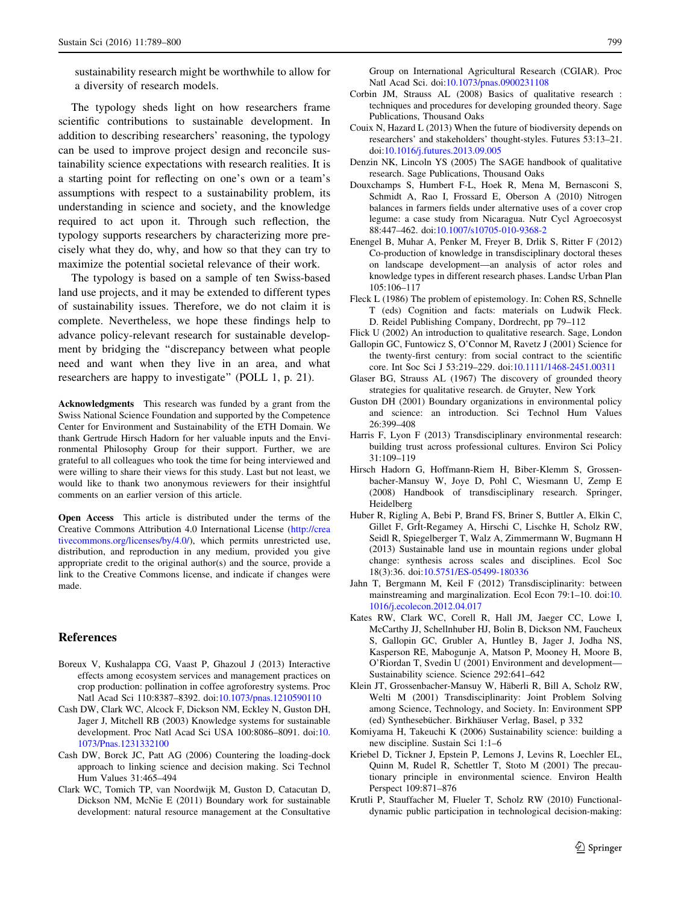sustainability research might be worthwhile to allow for a diversity of research models.

The typology sheds light on how researchers frame scientific contributions to sustainable development. In addition to describing researchers' reasoning, the typology can be used to improve project design and reconcile sustainability science expectations with research realities. It is a starting point for reflecting on one's own or a team's assumptions with respect to a sustainability problem, its understanding in science and society, and the knowledge required to act upon it. Through such reflection, the typology supports researchers by characterizing more precisely what they do, why, and how so that they can try to maximize the potential societal relevance of their work.

The typology is based on a sample of ten Swiss-based land use projects, and it may be extended to different types of sustainability issues. Therefore, we do not claim it is complete. Nevertheless, we hope these findings help to advance policy-relevant research for sustainable development by bridging the "discrepancy between what people need and want when they live in an area, and what researchers are happy to investigate" (POLL 1, p. 21).

**Acknowledgments** This research was funded by a grant from the Swiss National Science Foundation and supported by the Competence Center for Environment and Sustainability of the ETH Domain. We thank Gertrude Hirsch Hadorn for her valuable inputs and the Environmental Philosophy Group for their support. Further, we are grateful to all colleagues who took the time for being interviewed and were willing to share their views for this study. Last but not least, we would like to thank two anonymous reviewers for their insightful comments on an earlier version of this article.

**Open Access** This article is distributed under the terms of the Creative Commons Attribution 4.0 International License (http://creativecommons.org/licenses/by/4.0/), which permits unrestricted use, distribution, and reproduction in any medium, provided you give appropriate credit to the original author(s) and the source, provide a link to the Creative Commons license, and indicate if changes were made.

## References

Boreux V, Kushalappa CG, Vaast P, Ghazoul J (2013) Interactive effects among ecosystem services and management practices on crop production: pollination in coffee agroforestry systems. Proc Natl Acad Sci 110:8387–8392. doi:10.1073/pnas.1210590110

Cash DW, Clark WC, Alcock F, Dickson NM, Eckley N, Guston DH, Jager J, Mitchell RB (2003) Knowledge systems for sustainable development. Proc Natl Acad Sci USA 100:8086–8091. doi:10.1073/Pnas.1231332100

Cash DW, Borck JC, Patt AG (2006) Countering the loading-dock approach to linking science and decision making. Sci Technol Hum Values 31:465–494

Clark WC, Tomich TP, van Noordwijk M, Guston D, Catacutan D, Dickson NM, McNie E (2011) Boundary work for sustainable development: natural resource management at the Consultative Group on International Agricultural Research (CGIAR). Proc Natl Acad Sci. doi:10.1073/pnas.0900231108

Corbin JM, Strauss AL (2008) Basics of qualitative research : techniques and procedures for developing grounded theory. Sage Publications, Thousand Oaks

Couix N, Hazard L (2013) When the future of biodiversity depends on researchers' and stakeholders' thought-styles. Futures 53:13–21. doi:10.1016/j.futures.2013.09.005

Denzin NK, Lincoln YS (2005) The SAGE handbook of qualitative research. Sage Publications, Thousand Oaks

Douxchamps S, Humbert F-L, Hoek R, Mena M, Bernasconi S, Schmidt A, Rao I, Frossard E, Oberson A (2010) Nitrogen balances in farmers fields under alternative uses of a cover crop legume: a case study from Nicaragua. Nutr Cycl Agroecosyst 88:447–462. doi:10.1007/s10705-010-9368-2

Enengel B, Muhar A, Penker M, Freyer B, Drlik S, Ritter F (2012) Co-production of knowledge in transdisciplinary doctoral theses on landscape development—an analysis of actor roles and knowledge types in different research phases. Landsc Urban Plan 105:106–117

Fleck L (1986) The problem of epistemology. In: Cohen RS, Schnelle T (eds) Cognition and facts: materials on Ludwik Fleck. D. Reidel Publishing Company, Dordrecht, pp 79–112

Flick U (2002) An introduction to qualitative research. Sage, London

Gallopin GC, Funtowicz S, O'Connor M, Ravetz J (2001) Science for the twenty-first century: from social contract to the scientific core. Int Soc Sci J 53:219–229. doi:10.1111/1468-2451.00311

Glaser BG, Strauss AL (1967) The discovery of grounded theory strategies for qualitative research. de Gruyter, New York

Guston DH (2001) Boundary organizations in environmental policy and science: an introduction. Sci Technol Hum Values 26:399–408

Harris F, Lyon F (2013) Transdisciplinary environmental research: building trust across professional cultures. Environ Sci Policy 31:109–119

Hirsch Hadorn G, Hoffmann-Riem H, Biber-Klemm S, Grossenbacher-Mansuy W, Joye D, Pohl C, Wiesmann U, Zemp E (2008) Handbook of transdisciplinary research. Springer, Heidelberg

Huber R, Rigling A, Bebi P, Brand FS, Briner S, Buttler A, Elkin C, Gillet F, GrÎt-Regamey A, Hirschi C, Lischke H, Scholz RW, Seidl R, Spiegelberger T, Walz A, Zimmermann W, Bugmann H (2013) Sustainable land use in mountain regions under global change: synthesis across scales and disciplines. Ecol Soc 18(3):36. doi:10.5751/ES-05499-180336

Jahn T, Bergmann M, Keil F (2012) Transdisciplinarity: between mainstreaming and marginalization. Ecol Econ 79:1–10. doi:10.1016/j.ecolecon.2012.04.017

Kates RW, Clark WC, Corell R, Hall JM, Jaeger CC, Lowe I, McCarthy JJ, Schellnhuber HJ, Bolin B, Dickson NM, Faucheux S, Gallopin GC, Grubler A, Huntley B, Jager J, Jodha NS, Kasperson RE, Mabogunje A, Matson P, Mooney H, Moore B, O'Riordan T, Svedin U (2001) Environment and development—Sustainability science. Science 292:641–642

Klein JT, Grossenbacher-Mansuy W, Häberli R, Bill A, Scholz RW, Welti M (2001) Transdisciplinarity: Joint Problem Solving among Science, Technology, and Society. In: Environment SPP (ed) Synthesebücher. Birkhäuser Verlag, Basel, p 332

Komiyama H, Takeuchi K (2006) Sustainability science: building a new discipline. Sustain Sci 1:1–6

Kriebel D, Tickner J, Epstein P, Lemons J, Levins R, Loechler EL, Quinn M, Rudel R, Schettler T, Stoto M (2001) The precautionary principle in environmental science. Environ Health Perspect 109:871–876

Krutli P, Stauffacher M, Flueler T, Scholz RW (2010) Functional-dynamic public participation in technological decision-making: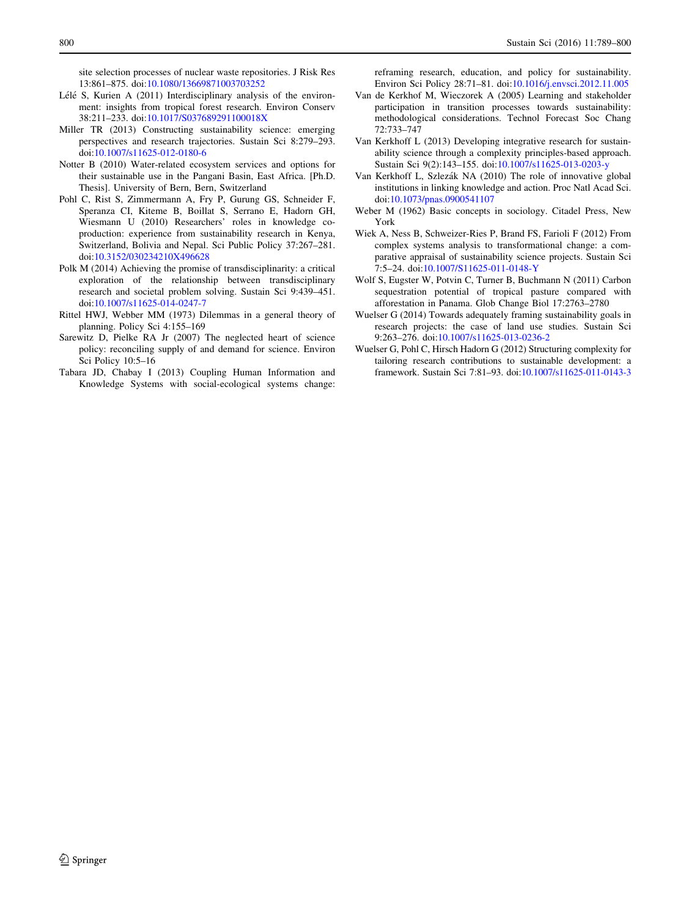site selection processes of nuclear waste repositories. J Risk Res 13:861–875. doi:10.1080/13669871003703252

Lélé S, Kurien A (2011) Interdisciplinary analysis of the environment: insights from tropical forest research. Environ Conserv 38:211–233. doi:10.1017/S037689291100018X

Miller TR (2013) Constructing sustainability science: emerging perspectives and research trajectories. Sustain Sci 8:279–293. doi:10.1007/s11625-012-0180-6

Notter B (2010) Water-related ecosystem services and options for their sustainable use in the Pangani Basin, East Africa. [Ph.D. Thesis]. University of Bern, Bern, Switzerland

Pohl C, Rist S, Zimmermann A, Fry P, Gurung GS, Schneider F, Speranza CI, Kiteme B, Boillat S, Serrano E, Hadorn GH, Wiesmann U (2010) Researchers' roles in knowledge co-production: experience from sustainability research in Kenya, Switzerland, Bolivia and Nepal. Sci Public Policy 37:267–281. doi:10.3152/030234210X496628

Polk M (2014) Achieving the promise of transdisciplinarity: a critical exploration of the relationship between transdisciplinary research and societal problem solving. Sustain Sci 9:439–451. doi:10.1007/s11625-014-0247-7

Rittel HWJ, Webber MM (1973) Dilemmas in a general theory of planning. Policy Sci 4:155–169

Sarewitz D, Pielke RA Jr (2007) The neglected heart of science policy: reconciling supply of and demand for science. Environ Sci Policy 10:5–16

Tabara JD, Chabay I (2013) Coupling Human Information and Knowledge Systems with social-ecological systems change: reframing research, education, and policy for sustainability. Environ Sci Policy 28:71–81. doi:10.1016/j.envsci.2012.11.005

Van de Kerkhof M, Wieczorek A (2005) Learning and stakeholder participation in transition processes towards sustainability: methodological considerations. Technol Forecast Soc Chang 72:733–747

Van Kerkhoff L (2013) Developing integrative research for sustainability science through a complexity principles-based approach. Sustain Sci 9(2):143–155. doi:10.1007/s11625-013-0203-y

Van Kerkhoff L, Szlezák NA (2010) The role of innovative global institutions in linking knowledge and action. Proc Natl Acad Sci. doi:10.1073/pnas.0900541107

Weber M (1962) Basic concepts in sociology. Citadel Press, New York

Wiek A, Ness B, Schweizer-Ries P, Brand FS, Farioli F (2012) From complex systems analysis to transformational change: a comparative appraisal of sustainability science projects. Sustain Sci 7:5–24. doi:10.1007/S11625-011-0148-Y

Wolf S, Eugster W, Potvin C, Turner B, Buchmann N (2011) Carbon sequestration potential of tropical pasture compared with afforestation in Panama. Glob Change Biol 17:2763–2780

Wuelser G (2014) Towards adequately framing sustainability goals in research projects: the case of land use studies. Sustain Sci 9:263–276. doi:10.1007/s11625-013-0236-2

Wuelser G, Pohl C, Hirsch Hadorn G (2012) Structuring complexity for tailoring research contributions to sustainable development: a framework. Sustain Sci 7:81–93. doi:10.1007/s11625-011-0143-3